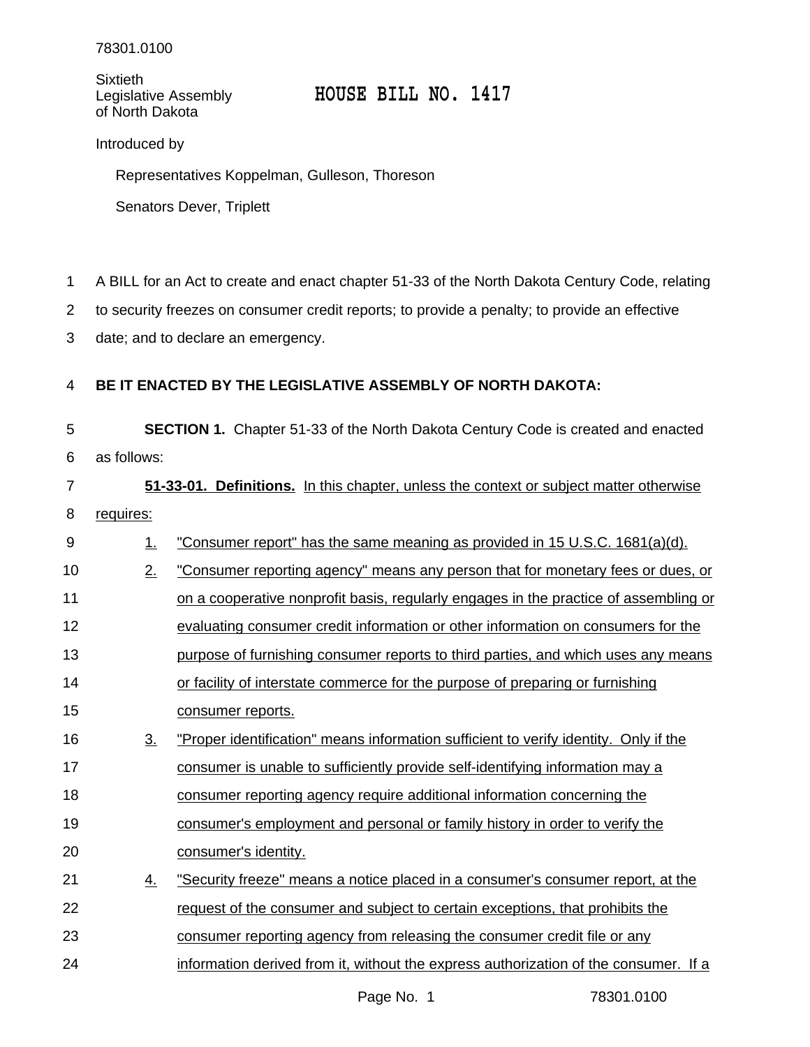78301.0100

Sixtieth
Legislative Assembly
of North Dakota

# HOUSE BILL NO. 1417

Introduced by

Representatives Koppelman, Gulleson, Thoreson

Senators Dever, Triplett

A BILL for an Act to create and enact chapter 51-33 of the North Dakota Century Code, relating to security freezes on consumer credit reports; to provide a penalty; to provide an effective date; and to declare an emergency.

**BE IT ENACTED BY THE LEGISLATIVE ASSEMBLY OF NORTH DAKOTA:**

**SECTION 1.** Chapter 51-33 of the North Dakota Century Code is created and enacted as follows:

**51-33-01. Definitions.** In this chapter, unless the context or subject matter otherwise requires:

1. "Consumer report" has the same meaning as provided in 15 U.S.C. 1681(a)(d).
2. "Consumer reporting agency" means any person that for monetary fees or dues, or on a cooperative nonprofit basis, regularly engages in the practice of assembling or evaluating consumer credit information or other information on consumers for the purpose of furnishing consumer reports to third parties, and which uses any means or facility of interstate commerce for the purpose of preparing or furnishing consumer reports.
3. "Proper identification" means information sufficient to verify identity. Only if the consumer is unable to sufficiently provide self-identifying information may a consumer reporting agency require additional information concerning the consumer's employment and personal or family history in order to verify the consumer's identity.
4. "Security freeze" means a notice placed in a consumer's consumer report, at the request of the consumer and subject to certain exceptions, that prohibits the consumer reporting agency from releasing the consumer credit file or any information derived from it, without the express authorization of the consumer. If a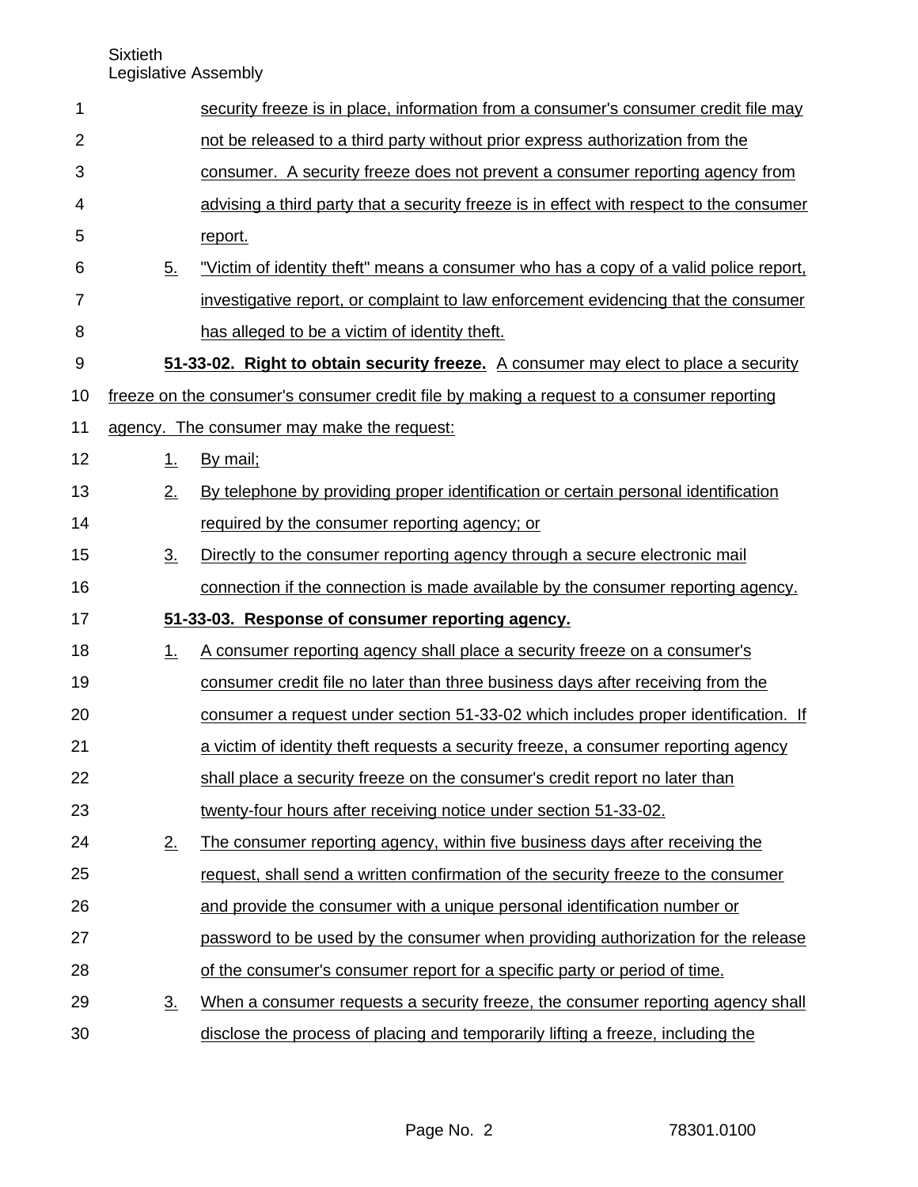security freeze is in place, information from a consumer's consumer credit file may not be released to a third party without prior express authorization from the consumer. A security freeze does not prevent a consumer reporting agency from advising a third party that a security freeze is in effect with respect to the consumer report.

5. "Victim of identity theft" means a consumer who has a copy of a valid police report, investigative report, or complaint to law enforcement evidencing that the consumer has alleged to be a victim of identity theft.

**51-33-02. Right to obtain security freeze.** A consumer may elect to place a security freeze on the consumer's consumer credit file by making a request to a consumer reporting agency. The consumer may make the request:

1. By mail;
2. By telephone by providing proper identification or certain personal identification required by the consumer reporting agency; or
3. Directly to the consumer reporting agency through a secure electronic mail connection if the connection is made available by the consumer reporting agency.

**51-33-03. Response of consumer reporting agency.**

1. A consumer reporting agency shall place a security freeze on a consumer's consumer credit file no later than three business days after receiving from the consumer a request under section 51-33-02 which includes proper identification. If a victim of identity theft requests a security freeze, a consumer reporting agency shall place a security freeze on the consumer's credit report no later than twenty-four hours after receiving notice under section 51-33-02.
2. The consumer reporting agency, within five business days after receiving the request, shall send a written confirmation of the security freeze to the consumer and provide the consumer with a unique personal identification number or password to be used by the consumer when providing authorization for the release of the consumer's consumer report for a specific party or period of time.
3. When a consumer requests a security freeze, the consumer reporting agency shall disclose the process of placing and temporarily lifting a freeze, including the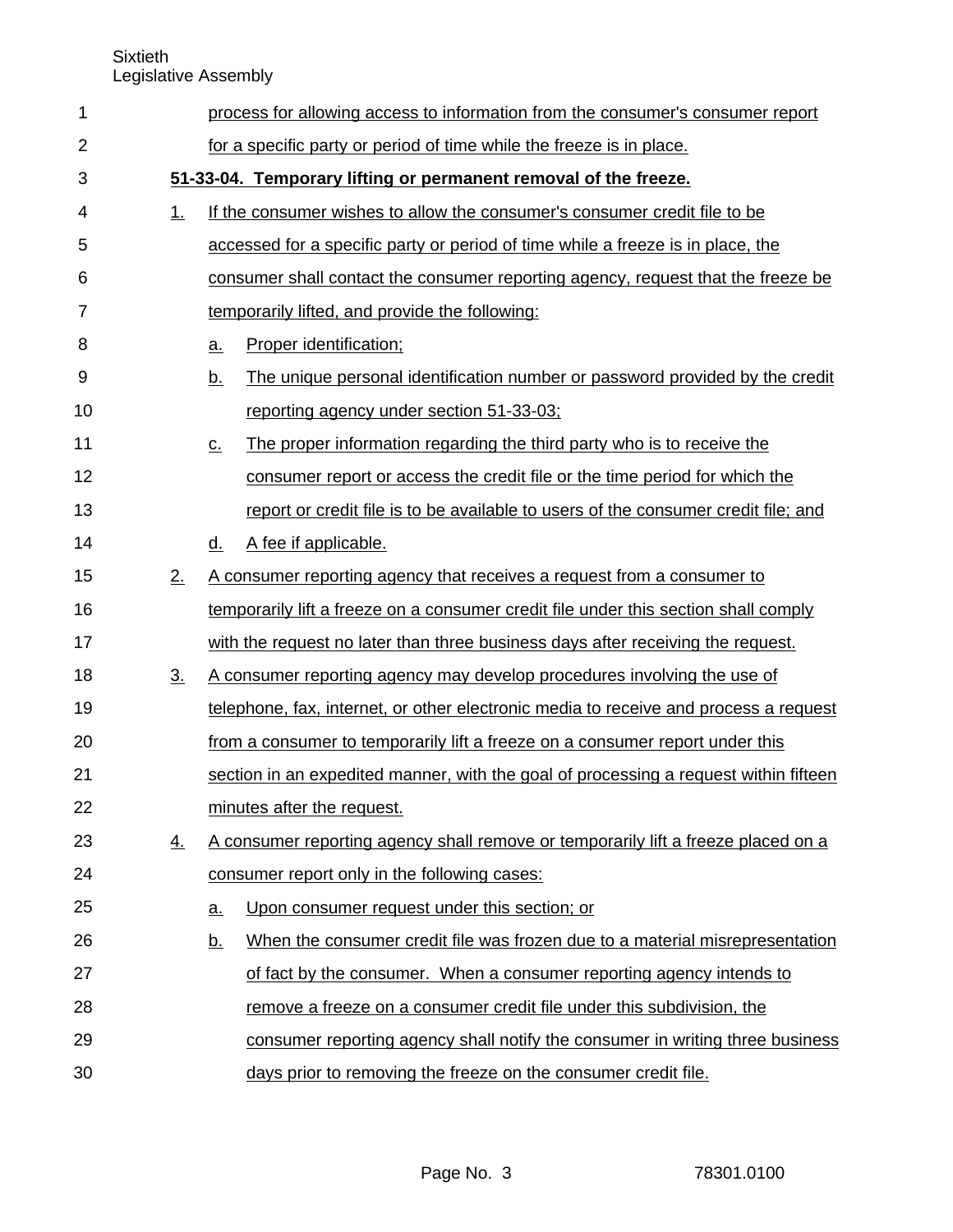process for allowing access to information from the consumer's consumer report for a specific party or period of time while the freeze is in place.

**51-33-04. Temporary lifting or permanent removal of the freeze.**

1. If the consumer wishes to allow the consumer's consumer credit file to be accessed for a specific party or period of time while a freeze is in place, the consumer shall contact the consumer reporting agency, request that the freeze be temporarily lifted, and provide the following:
   a. Proper identification;
   b. The unique personal identification number or password provided by the credit reporting agency under section 51-33-03;
   c. The proper information regarding the third party who is to receive the consumer report or access the credit file or the time period for which the report or credit file is to be available to users of the consumer credit file; and
   d. A fee if applicable.
2. A consumer reporting agency that receives a request from a consumer to temporarily lift a freeze on a consumer credit file under this section shall comply with the request no later than three business days after receiving the request.
3. A consumer reporting agency may develop procedures involving the use of telephone, fax, internet, or other electronic media to receive and process a request from a consumer to temporarily lift a freeze on a consumer report under this section in an expedited manner, with the goal of processing a request within fifteen minutes after the request.
4. A consumer reporting agency shall remove or temporarily lift a freeze placed on a consumer report only in the following cases:
   a. Upon consumer request under this section; or
   b. When the consumer credit file was frozen due to a material misrepresentation of fact by the consumer. When a consumer reporting agency intends to remove a freeze on a consumer credit file under this subdivision, the consumer reporting agency shall notify the consumer in writing three business days prior to removing the freeze on the consumer credit file.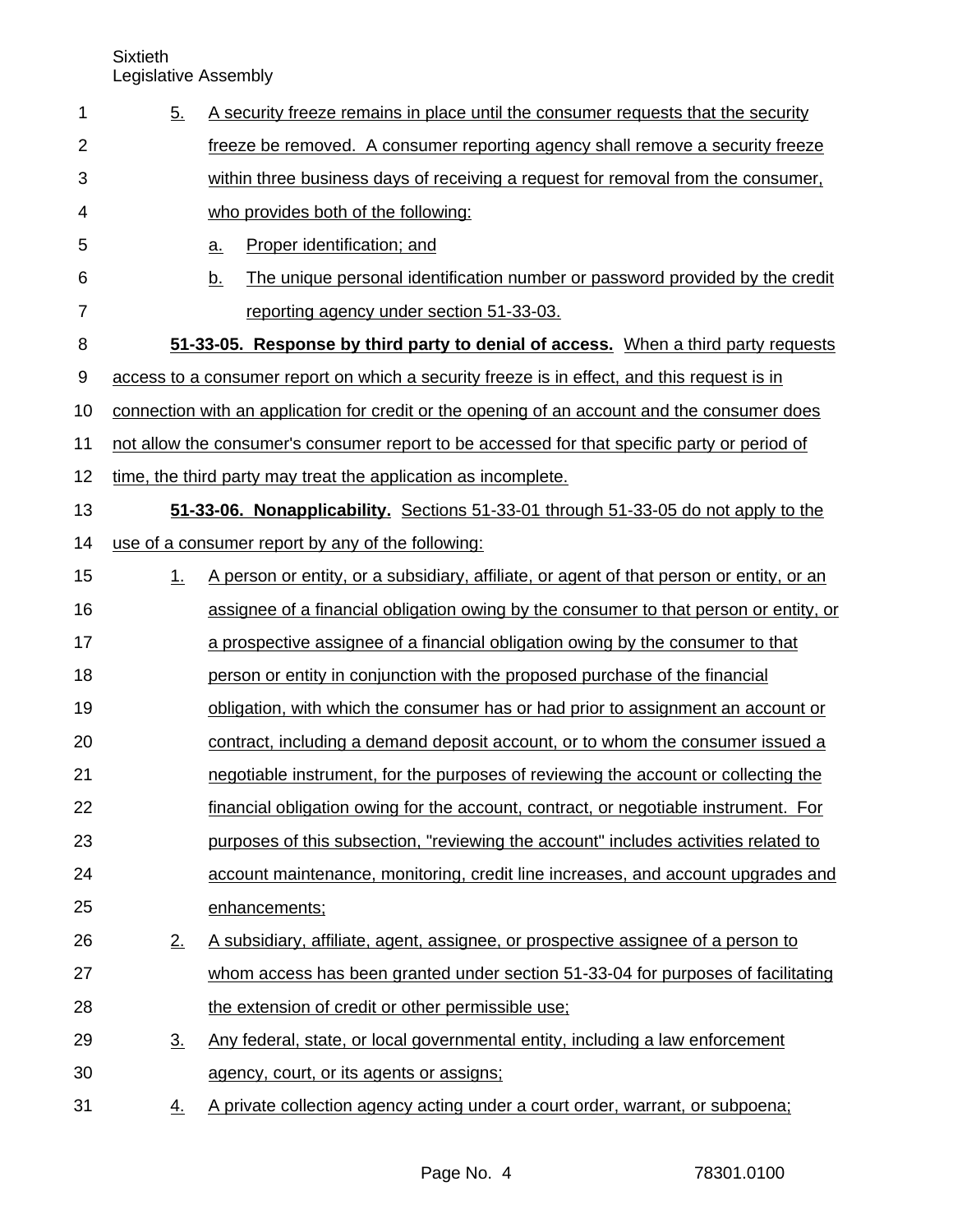5. A security freeze remains in place until the consumer requests that the security freeze be removed. A consumer reporting agency shall remove a security freeze within three business days of receiving a request for removal from the consumer, who provides both of the following:

   a. Proper identification; and

   b. The unique personal identification number or password provided by the credit reporting agency under section 51-33-03.

**51-33-05. Response by third party to denial of access.** When a third party requests access to a consumer report on which a security freeze is in effect, and this request is in connection with an application for credit or the opening of an account and the consumer does not allow the consumer's consumer report to be accessed for that specific party or period of time, the third party may treat the application as incomplete.

**51-33-06. Nonapplicability.** Sections 51-33-01 through 51-33-05 do not apply to the use of a consumer report by any of the following:

1. A person or entity, or a subsidiary, affiliate, or agent of that person or entity, or an assignee of a financial obligation owing by the consumer to that person or entity, or a prospective assignee of a financial obligation owing by the consumer to that person or entity in conjunction with the proposed purchase of the financial obligation, with which the consumer has or had prior to assignment an account or contract, including a demand deposit account, or to whom the consumer issued a negotiable instrument, for the purposes of reviewing the account or collecting the financial obligation owing for the account, contract, or negotiable instrument. For purposes of this subsection, "reviewing the account" includes activities related to account maintenance, monitoring, credit line increases, and account upgrades and enhancements;

2. A subsidiary, affiliate, agent, assignee, or prospective assignee of a person to whom access has been granted under section 51-33-04 for purposes of facilitating the extension of credit or other permissible use;

3. Any federal, state, or local governmental entity, including a law enforcement agency, court, or its agents or assigns;

4. A private collection agency acting under a court order, warrant, or subpoena;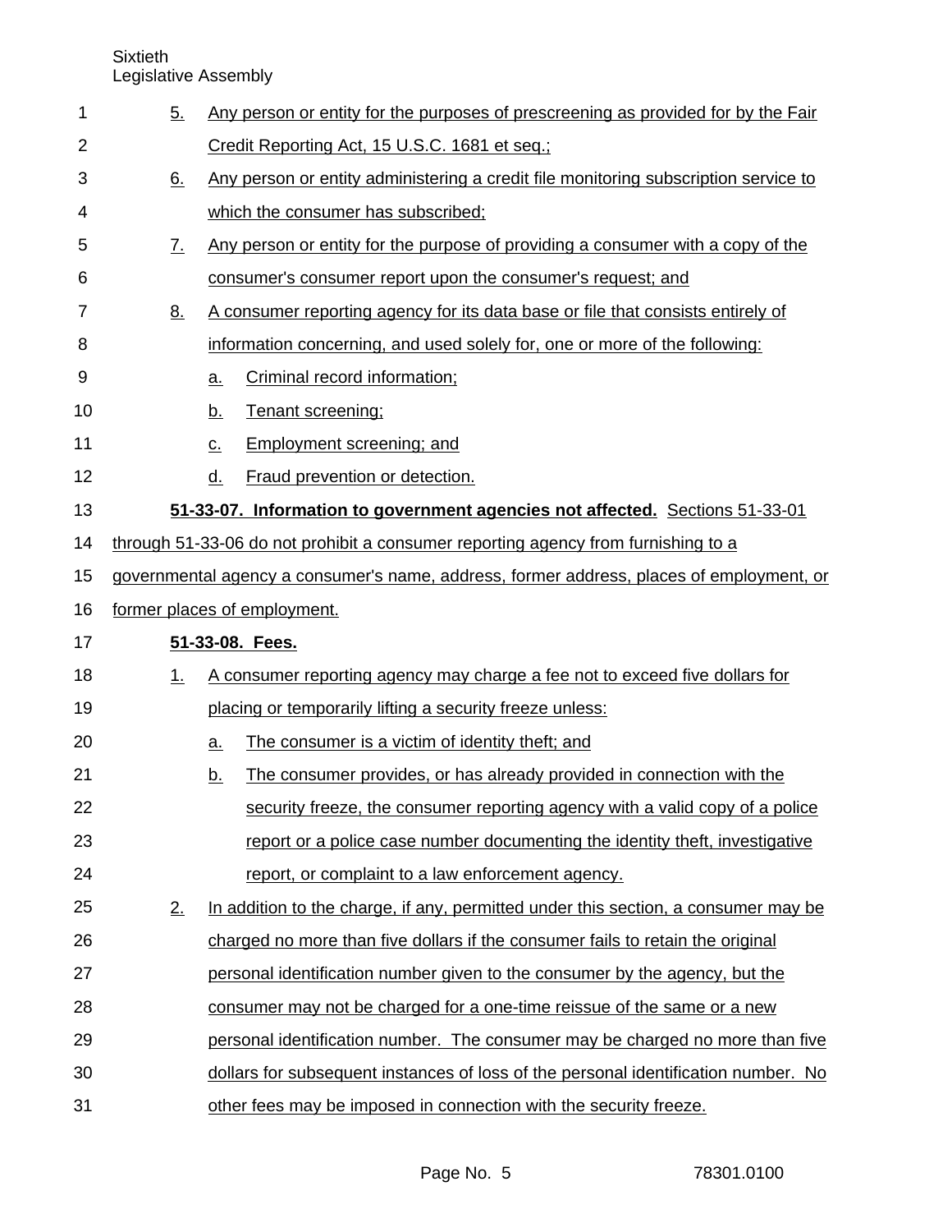5. Any person or entity for the purposes of prescreening as provided for by the Fair Credit Reporting Act, 15 U.S.C. 1681 et seq.;
6. Any person or entity administering a credit file monitoring subscription service to which the consumer has subscribed;
7. Any person or entity for the purpose of providing a consumer with a copy of the consumer's consumer report upon the consumer's request; and
8. A consumer reporting agency for its data base or file that consists entirely of information concerning, and used solely for, one or more of the following:
   a. Criminal record information;
   b. Tenant screening;
   c. Employment screening; and
   d. Fraud prevention or detection.

**51-33-07. Information to government agencies not affected.** Sections 51-33-01 through 51-33-06 do not prohibit a consumer reporting agency from furnishing to a governmental agency a consumer's name, address, former address, places of employment, or former places of employment.

**51-33-08. Fees.**

1. A consumer reporting agency may charge a fee not to exceed five dollars for placing or temporarily lifting a security freeze unless:
   a. The consumer is a victim of identity theft; and
   b. The consumer provides, or has already provided in connection with the security freeze, the consumer reporting agency with a valid copy of a police report or a police case number documenting the identity theft, investigative report, or complaint to a law enforcement agency.
2. In addition to the charge, if any, permitted under this section, a consumer may be charged no more than five dollars if the consumer fails to retain the original personal identification number given to the consumer by the agency, but the consumer may not be charged for a one-time reissue of the same or a new personal identification number. The consumer may be charged no more than five dollars for subsequent instances of loss of the personal identification number. No other fees may be imposed in connection with the security freeze.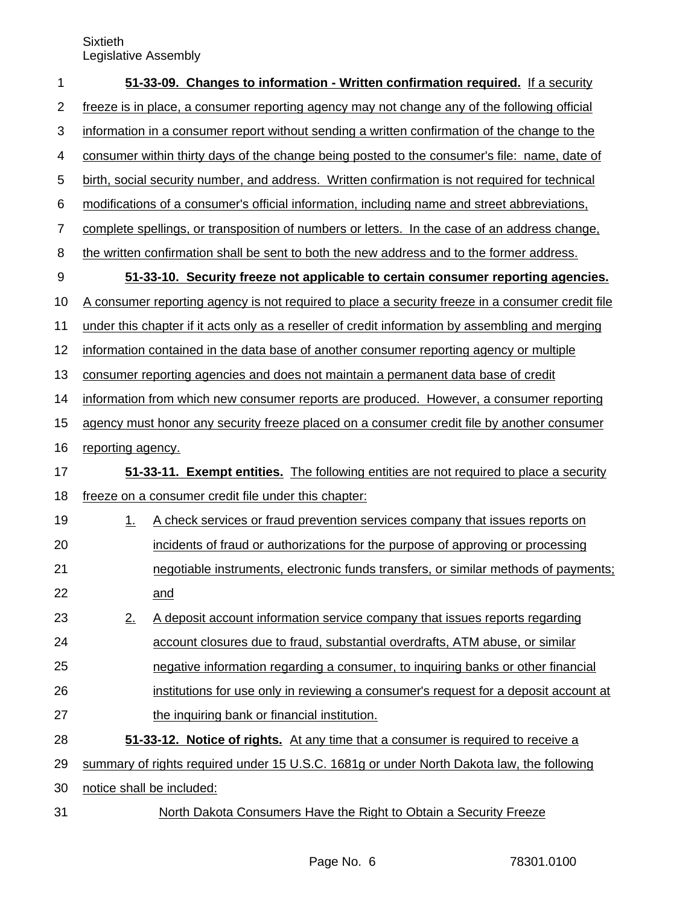**51-33-09. Changes to information - Written confirmation required.** If a security freeze is in place, a consumer reporting agency may not change any of the following official information in a consumer report without sending a written confirmation of the change to the consumer within thirty days of the change being posted to the consumer's file: name, date of birth, social security number, and address. Written confirmation is not required for technical modifications of a consumer's official information, including name and street abbreviations, complete spellings, or transposition of numbers or letters. In the case of an address change, the written confirmation shall be sent to both the new address and to the former address.

**51-33-10. Security freeze not applicable to certain consumer reporting agencies.** A consumer reporting agency is not required to place a security freeze in a consumer credit file under this chapter if it acts only as a reseller of credit information by assembling and merging information contained in the data base of another consumer reporting agency or multiple consumer reporting agencies and does not maintain a permanent data base of credit information from which new consumer reports are produced. However, a consumer reporting agency must honor any security freeze placed on a consumer credit file by another consumer reporting agency.

**51-33-11. Exempt entities.** The following entities are not required to place a security freeze on a consumer credit file under this chapter:

1. A check services or fraud prevention services company that issues reports on incidents of fraud or authorizations for the purpose of approving or processing negotiable instruments, electronic funds transfers, or similar methods of payments; and
2. A deposit account information service company that issues reports regarding account closures due to fraud, substantial overdrafts, ATM abuse, or similar negative information regarding a consumer, to inquiring banks or other financial institutions for use only in reviewing a consumer's request for a deposit account at the inquiring bank or financial institution.

**51-33-12. Notice of rights.** At any time that a consumer is required to receive a summary of rights required under 15 U.S.C. 1681g or under North Dakota law, the following notice shall be included:

North Dakota Consumers Have the Right to Obtain a Security Freeze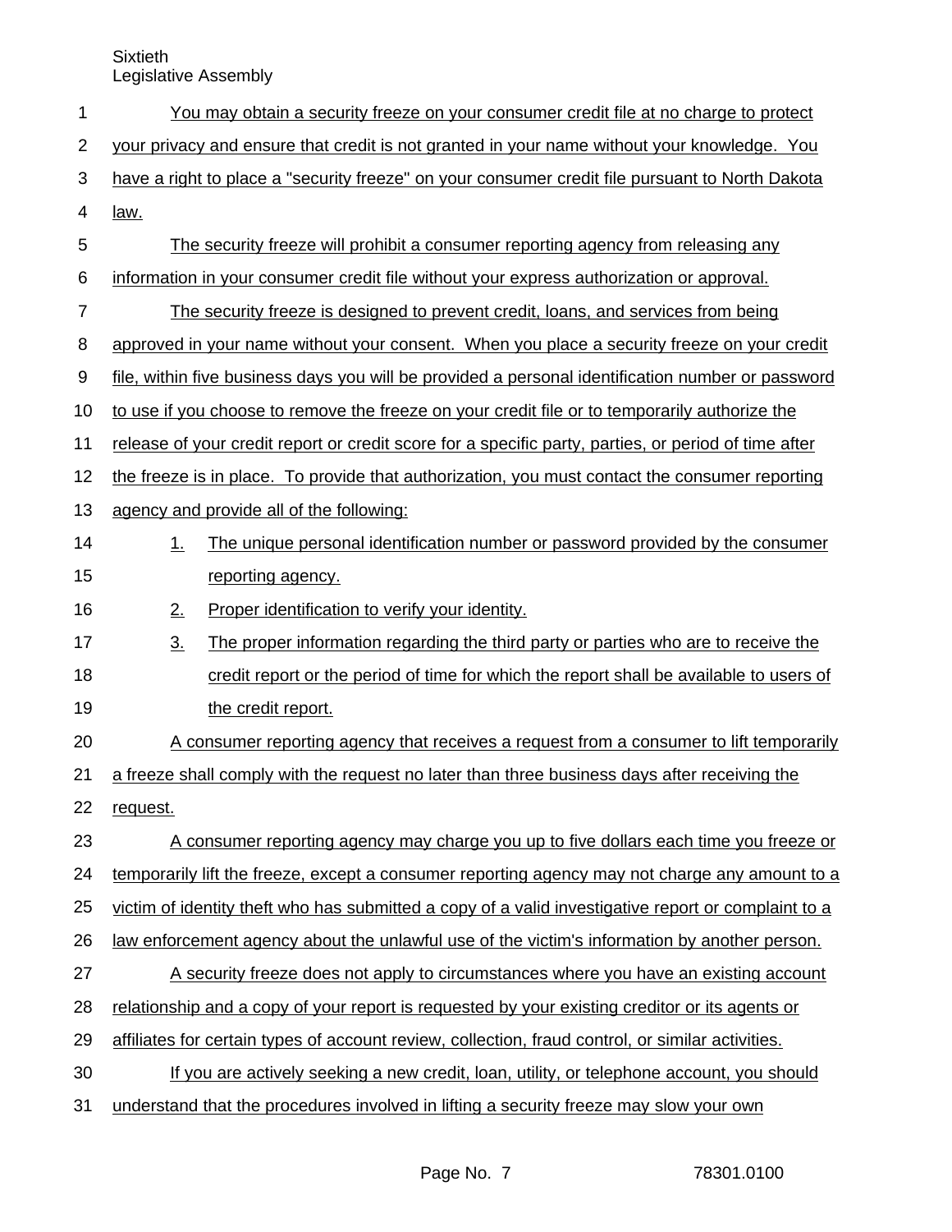You may obtain a security freeze on your consumer credit file at no charge to protect your privacy and ensure that credit is not granted in your name without your knowledge. You have a right to place a "security freeze" on your consumer credit file pursuant to North Dakota law.

The security freeze will prohibit a consumer reporting agency from releasing any information in your consumer credit file without your express authorization or approval.

The security freeze is designed to prevent credit, loans, and services from being approved in your name without your consent. When you place a security freeze on your credit file, within five business days you will be provided a personal identification number or password to use if you choose to remove the freeze on your credit file or to temporarily authorize the release of your credit report or credit score for a specific party, parties, or period of time after the freeze is in place. To provide that authorization, you must contact the consumer reporting agency and provide all of the following:

1. The unique personal identification number or password provided by the consumer reporting agency.
2. Proper identification to verify your identity.
3. The proper information regarding the third party or parties who are to receive the credit report or the period of time for which the report shall be available to users of the credit report.

A consumer reporting agency that receives a request from a consumer to lift temporarily a freeze shall comply with the request no later than three business days after receiving the request.

A consumer reporting agency may charge you up to five dollars each time you freeze or temporarily lift the freeze, except a consumer reporting agency may not charge any amount to a victim of identity theft who has submitted a copy of a valid investigative report or complaint to a law enforcement agency about the unlawful use of the victim's information by another person.

A security freeze does not apply to circumstances where you have an existing account relationship and a copy of your report is requested by your existing creditor or its agents or affiliates for certain types of account review, collection, fraud control, or similar activities.

If you are actively seeking a new credit, loan, utility, or telephone account, you should understand that the procedures involved in lifting a security freeze may slow your own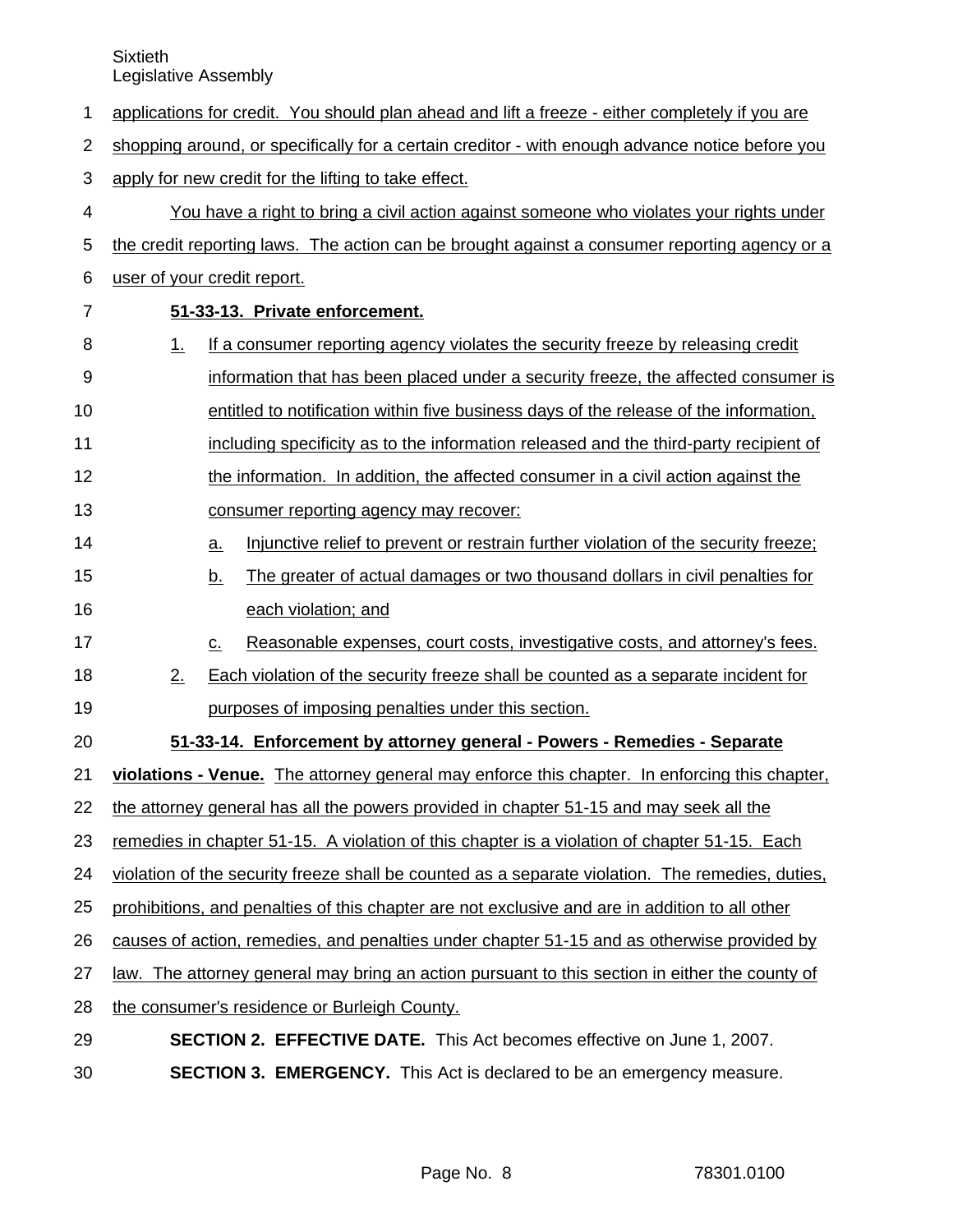applications for credit. You should plan ahead and lift a freeze - either completely if you are shopping around, or specifically for a certain creditor - with enough advance notice before you apply for new credit for the lifting to take effect.

You have a right to bring a civil action against someone who violates your rights under the credit reporting laws. The action can be brought against a consumer reporting agency or a user of your credit report.

**51-33-13. Private enforcement.**

1. If a consumer reporting agency violates the security freeze by releasing credit information that has been placed under a security freeze, the affected consumer is entitled to notification within five business days of the release of the information, including specificity as to the information released and the third-party recipient of the information. In addition, the affected consumer in a civil action against the consumer reporting agency may recover:
   a. Injunctive relief to prevent or restrain further violation of the security freeze;
   b. The greater of actual damages or two thousand dollars in civil penalties for each violation; and
   c. Reasonable expenses, court costs, investigative costs, and attorney's fees.
2. Each violation of the security freeze shall be counted as a separate incident for purposes of imposing penalties under this section.

**51-33-14. Enforcement by attorney general - Powers - Remedies - Separate violations - Venue.** The attorney general may enforce this chapter. In enforcing this chapter, the attorney general has all the powers provided in chapter 51-15 and may seek all the remedies in chapter 51-15. A violation of this chapter is a violation of chapter 51-15. Each violation of the security freeze shall be counted as a separate violation. The remedies, duties, prohibitions, and penalties of this chapter are not exclusive and are in addition to all other causes of action, remedies, and penalties under chapter 51-15 and as otherwise provided by law. The attorney general may bring an action pursuant to this section in either the county of the consumer's residence or Burleigh County.

**SECTION 2. EFFECTIVE DATE.** This Act becomes effective on June 1, 2007.

**SECTION 3. EMERGENCY.** This Act is declared to be an emergency measure.